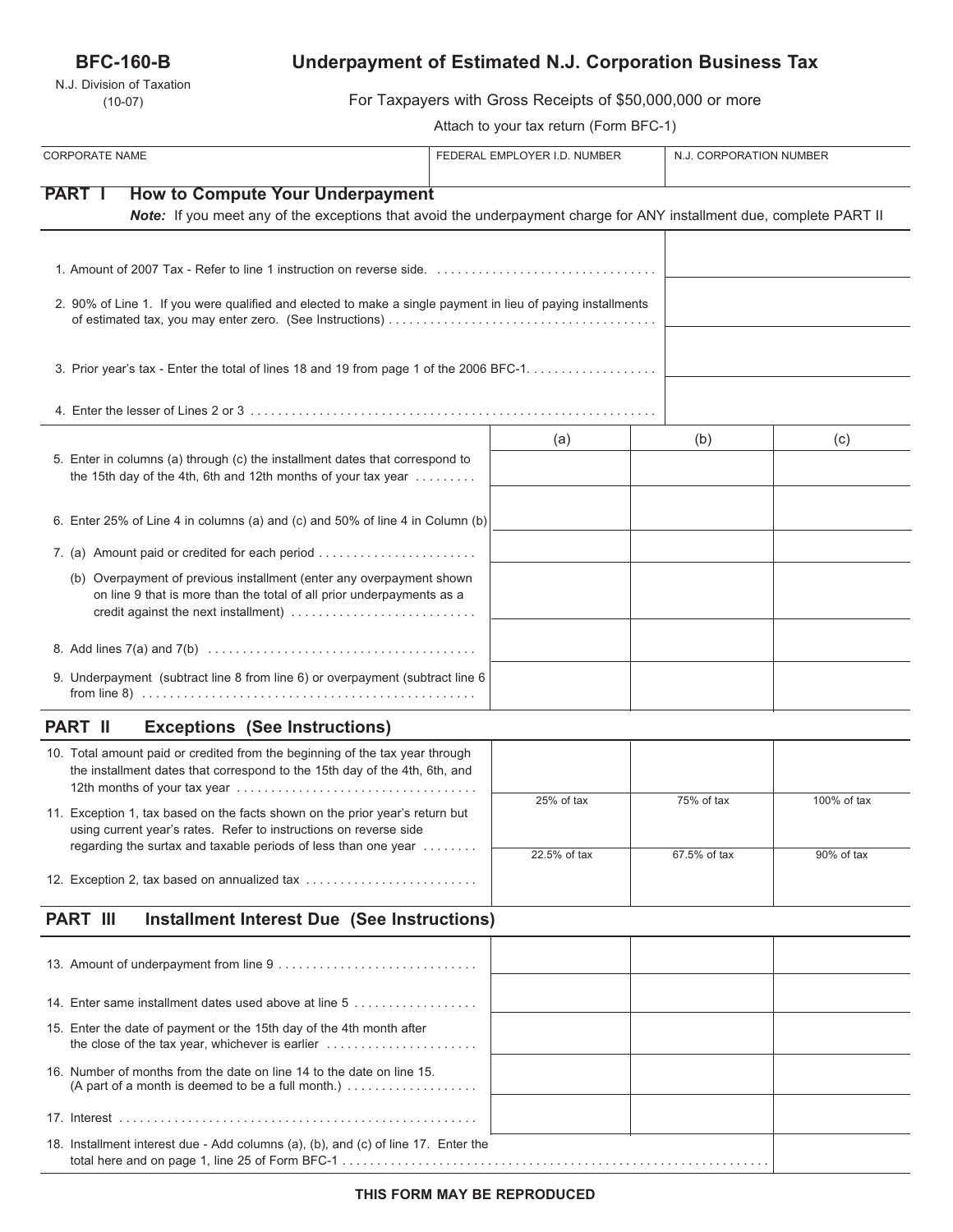**BFC-160-B**

N.J. Division of Taxation
(10-07)

# Underpayment of Estimated N.J. Corporation Business Tax

For Taxpayers with Gross Receipts of $50,000,000 or more

Attach to your tax return (Form BFC-1)

| CORPORATE NAME | FEDERAL EMPLOYER I.D. NUMBER | N.J. CORPORATION NUMBER |
|---|---|---|
| | | |

## PART I How to Compute Your Underpayment

***Note:*** *If you meet any of the exceptions that avoid the underpayment charge for ANY installment due, complete PART II*

| | |
|---|---|
| 1. Amount of 2007 Tax - Refer to line 1 instruction on reverse side. | |
| 2. 90% of Line 1. If you were qualified and elected to make a single payment in lieu of paying installments of estimated tax, you may enter zero. (See Instructions) | |
| 3. Prior year's tax - Enter the total of lines 18 and 19 from page 1 of the 2006 BFC-1. | |
| 4. Enter the lesser of Lines 2 or 3 | |

| | (a) | (b) | (c) |
|---|---|---|---|
| 5. Enter in columns (a) through (c) the installment dates that correspond to the 15th day of the 4th, 6th and 12th months of your tax year | | | |
| 6. Enter 25% of Line 4 in columns (a) and (c) and 50% of line 4 in Column (b) | | | |
| 7. (a) Amount paid or credited for each period | | | |
| (b) Overpayment of previous installment (enter any overpayment shown on line 9 that is more than the total of all prior underpayments as a credit against the next installment) | | | |
| 8. Add lines 7(a) and 7(b) | | | |
| 9. Underpayment (subtract line 8 from line 6) or overpayment (subtract line 6 from line 8) | | | |

## PART II Exceptions (See Instructions)

| | | | |
|---|---|---|---|
| 10. Total amount paid or credited from the beginning of the tax year through the installment dates that correspond to the 15th day of the 4th, 6th, and 12th months of your tax year | | | |
| 11. Exception 1, tax based on the facts shown on the prior year's return but using current year's rates. Refer to instructions on reverse side regarding the surtax and taxable periods of less than one year | 25% of tax | 75% of tax | 100% of tax |
| 12. Exception 2, tax based on annualized tax | 22.5% of tax | 67.5% of tax | 90% of tax |

## PART III Installment Interest Due (See Instructions)

| | | | |
|---|---|---|---|
| 13. Amount of underpayment from line 9 | | | |
| 14. Enter same installment dates used above at line 5 | | | |
| 15. Enter the date of payment or the 15th day of the 4th month after the close of the tax year, whichever is earlier | | | |
| 16. Number of months from the date on line 14 to the date on line 15. (A part of a month is deemed to be a full month.) | | | |
| 17. Interest | | | |
| 18. Installment interest due - Add columns (a), (b), and (c) of line 17. Enter the total here and on page 1, line 25 of Form BFC-1 | | | |

**THIS FORM MAY BE REPRODUCED**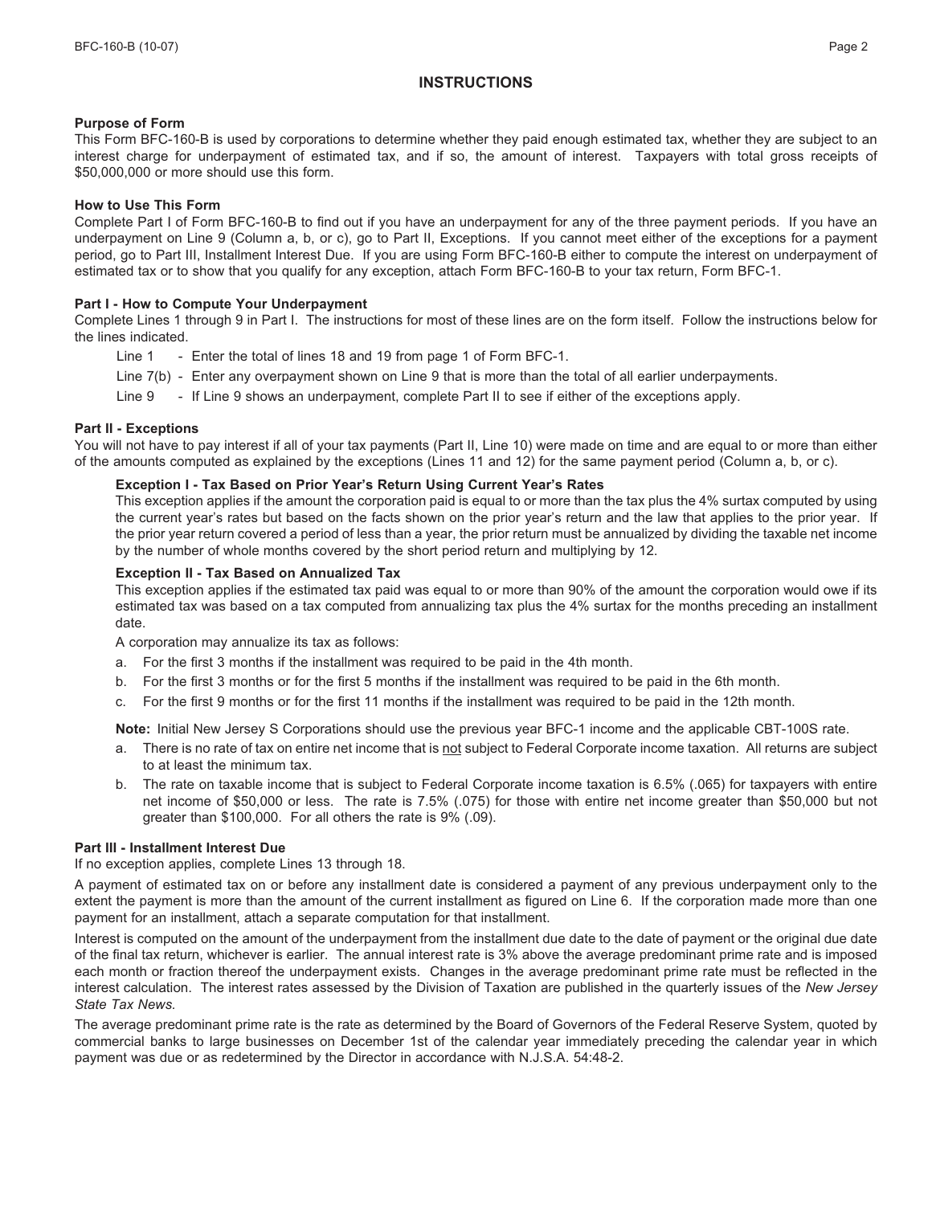## INSTRUCTIONS

### Purpose of Form

This Form BFC-160-B is used by corporations to determine whether they paid enough estimated tax, whether they are subject to an interest charge for underpayment of estimated tax, and if so, the amount of interest. Taxpayers with total gross receipts of $50,000,000 or more should use this form.

### How to Use This Form

Complete Part I of Form BFC-160-B to find out if you have an underpayment for any of the three payment periods. If you have an underpayment on Line 9 (Column a, b, or c), go to Part II, Exceptions. If you cannot meet either of the exceptions for a payment period, go to Part III, Installment Interest Due. If you are using Form BFC-160-B either to compute the interest on underpayment of estimated tax or to show that you qualify for any exception, attach Form BFC-160-B to your tax return, Form BFC-1.

### Part I - How to Compute Your Underpayment

Complete Lines 1 through 9 in Part I. The instructions for most of these lines are on the form itself. Follow the instructions below for the lines indicated.

- Line 1 - Enter the total of lines 18 and 19 from page 1 of Form BFC-1.
- Line 7(b) - Enter any overpayment shown on Line 9 that is more than the total of all earlier underpayments.
- Line 9 - If Line 9 shows an underpayment, complete Part II to see if either of the exceptions apply.

### Part II - Exceptions

You will not have to pay interest if all of your tax payments (Part II, Line 10) were made on time and are equal to or more than either of the amounts computed as explained by the exceptions (Lines 11 and 12) for the same payment period (Column a, b, or c).

**Exception I - Tax Based on Prior Year's Return Using Current Year's Rates**

This exception applies if the amount the corporation paid is equal to or more than the tax plus the 4% surtax computed by using the current year's rates but based on the facts shown on the prior year's return and the law that applies to the prior year. If the prior year return covered a period of less than a year, the prior return must be annualized by dividing the taxable net income by the number of whole months covered by the short period return and multiplying by 12.

**Exception II - Tax Based on Annualized Tax**

This exception applies if the estimated tax paid was equal to or more than 90% of the amount the corporation would owe if its estimated tax was based on a tax computed from annualizing tax plus the 4% surtax for the months preceding an installment date.

A corporation may annualize its tax as follows:

a. For the first 3 months if the installment was required to be paid in the 4th month.
b. For the first 3 months or for the first 5 months if the installment was required to be paid in the 6th month.
c. For the first 9 months or for the first 11 months if the installment was required to be paid in the 12th month.

**Note:** Initial New Jersey S Corporations should use the previous year BFC-1 income and the applicable CBT-100S rate.

a. There is no rate of tax on entire net income that is not subject to Federal Corporate income taxation. All returns are subject to at least the minimum tax.
b. The rate on taxable income that is subject to Federal Corporate income taxation is 6.5% (.065) for taxpayers with entire net income of $50,000 or less. The rate is 7.5% (.075) for those with entire net income greater than $50,000 but not greater than $100,000. For all others the rate is 9% (.09).

### Part III - Installment Interest Due

If no exception applies, complete Lines 13 through 18.

A payment of estimated tax on or before any installment date is considered a payment of any previous underpayment only to the extent the payment is more than the amount of the current installment as figured on Line 6. If the corporation made more than one payment for an installment, attach a separate computation for that installment.

Interest is computed on the amount of the underpayment from the installment due date to the date of payment or the original due date of the final tax return, whichever is earlier. The annual interest rate is 3% above the average predominant prime rate and is imposed each month or fraction thereof the underpayment exists. Changes in the average predominant prime rate must be reflected in the interest calculation. The interest rates assessed by the Division of Taxation are published in the quarterly issues of the *New Jersey State Tax News.*

The average predominant prime rate is the rate as determined by the Board of Governors of the Federal Reserve System, quoted by commercial banks to large businesses on December 1st of the calendar year immediately preceding the calendar year in which payment was due or as redetermined by the Director in accordance with N.J.S.A. 54:48-2.